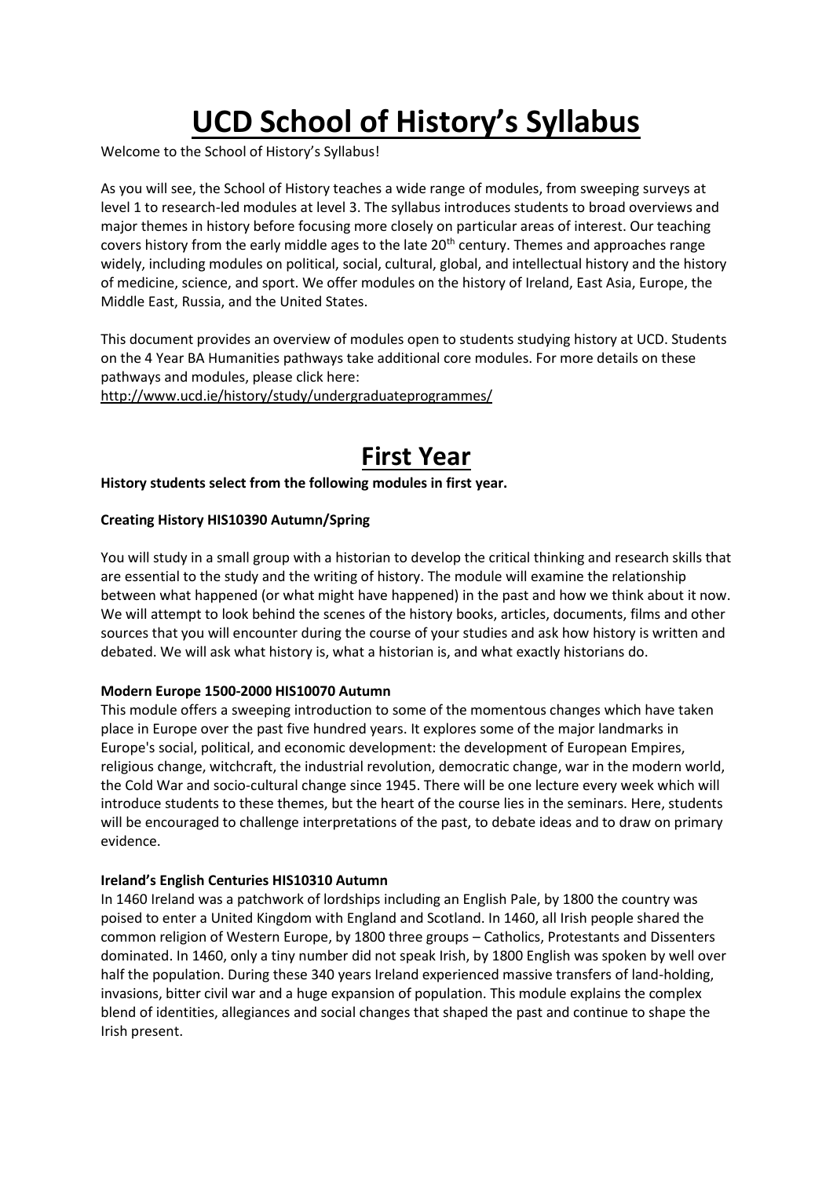# UCD School of History's Syllabus

Welcome to the School of History's Syllabus!

As you will see, the School of History teaches a wide range of modules, from sweeping surveys at level 1 to research-led modules at level 3. The syllabus introduces students to broad overviews and major themes in history before focusing more closely on particular areas of interest. Our teaching covers history from the early middle ages to the late 20th century. Themes and approaches range widely, including modules on political, social, cultural, global, and intellectual history and the history of medicine, science, and sport. We offer modules on the history of Ireland, East Asia, Europe, the Middle East, Russia, and the United States.

This document provides an overview of modules open to students studying history at UCD. Students on the 4 Year BA Humanities pathways take additional core modules. For more details on these pathways and modules, please click here:
http://www.ucd.ie/history/study/undergraduateprogrammes/

# First Year

**History students select from the following modules in first year.**

**Creating History HIS10390 Autumn/Spring**

You will study in a small group with a historian to develop the critical thinking and research skills that are essential to the study and the writing of history. The module will examine the relationship between what happened (or what might have happened) in the past and how we think about it now. We will attempt to look behind the scenes of the history books, articles, documents, films and other sources that you will encounter during the course of your studies and ask how history is written and debated. We will ask what history is, what a historian is, and what exactly historians do.

**Modern Europe 1500-2000 HIS10070 Autumn**

This module offers a sweeping introduction to some of the momentous changes which have taken place in Europe over the past five hundred years. It explores some of the major landmarks in Europe's social, political, and economic development: the development of European Empires, religious change, witchcraft, the industrial revolution, democratic change, war in the modern world, the Cold War and socio-cultural change since 1945. There will be one lecture every week which will introduce students to these themes, but the heart of the course lies in the seminars. Here, students will be encouraged to challenge interpretations of the past, to debate ideas and to draw on primary evidence.

**Ireland's English Centuries HIS10310 Autumn**

In 1460 Ireland was a patchwork of lordships including an English Pale, by 1800 the country was poised to enter a United Kingdom with England and Scotland. In 1460, all Irish people shared the common religion of Western Europe, by 1800 three groups – Catholics, Protestants and Dissenters dominated. In 1460, only a tiny number did not speak Irish, by 1800 English was spoken by well over half the population. During these 340 years Ireland experienced massive transfers of land-holding, invasions, bitter civil war and a huge expansion of population. This module explains the complex blend of identities, allegiances and social changes that shaped the past and continue to shape the Irish present.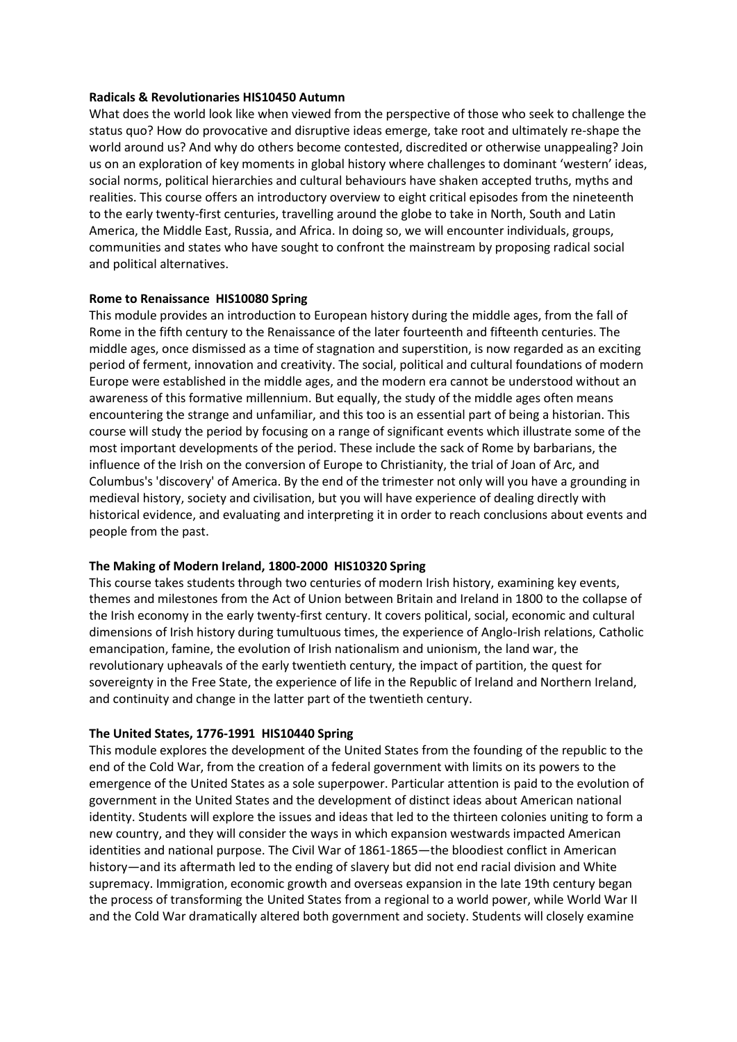**Radicals & Revolutionaries HIS10450 Autumn**

What does the world look like when viewed from the perspective of those who seek to challenge the status quo? How do provocative and disruptive ideas emerge, take root and ultimately re-shape the world around us? And why do others become contested, discredited or otherwise unappealing? Join us on an exploration of key moments in global history where challenges to dominant 'western' ideas, social norms, political hierarchies and cultural behaviours have shaken accepted truths, myths and realities. This course offers an introductory overview to eight critical episodes from the nineteenth to the early twenty-first centuries, travelling around the globe to take in North, South and Latin America, the Middle East, Russia, and Africa. In doing so, we will encounter individuals, groups, communities and states who have sought to confront the mainstream by proposing radical social and political alternatives.

**Rome to Renaissance HIS10080 Spring**

This module provides an introduction to European history during the middle ages, from the fall of Rome in the fifth century to the Renaissance of the later fourteenth and fifteenth centuries. The middle ages, once dismissed as a time of stagnation and superstition, is now regarded as an exciting period of ferment, innovation and creativity. The social, political and cultural foundations of modern Europe were established in the middle ages, and the modern era cannot be understood without an awareness of this formative millennium. But equally, the study of the middle ages often means encountering the strange and unfamiliar, and this too is an essential part of being a historian. This course will study the period by focusing on a range of significant events which illustrate some of the most important developments of the period. These include the sack of Rome by barbarians, the influence of the Irish on the conversion of Europe to Christianity, the trial of Joan of Arc, and Columbus's 'discovery' of America. By the end of the trimester not only will you have a grounding in medieval history, society and civilisation, but you will have experience of dealing directly with historical evidence, and evaluating and interpreting it in order to reach conclusions about events and people from the past.

**The Making of Modern Ireland, 1800-2000 HIS10320 Spring**

This course takes students through two centuries of modern Irish history, examining key events, themes and milestones from the Act of Union between Britain and Ireland in 1800 to the collapse of the Irish economy in the early twenty-first century. It covers political, social, economic and cultural dimensions of Irish history during tumultuous times, the experience of Anglo-Irish relations, Catholic emancipation, famine, the evolution of Irish nationalism and unionism, the land war, the revolutionary upheavals of the early twentieth century, the impact of partition, the quest for sovereignty in the Free State, the experience of life in the Republic of Ireland and Northern Ireland, and continuity and change in the latter part of the twentieth century.

**The United States, 1776-1991 HIS10440 Spring**

This module explores the development of the United States from the founding of the republic to the end of the Cold War, from the creation of a federal government with limits on its powers to the emergence of the United States as a sole superpower. Particular attention is paid to the evolution of government in the United States and the development of distinct ideas about American national identity. Students will explore the issues and ideas that led to the thirteen colonies uniting to form a new country, and they will consider the ways in which expansion westwards impacted American identities and national purpose. The Civil War of 1861-1865—the bloodiest conflict in American history—and its aftermath led to the ending of slavery but did not end racial division and White supremacy. Immigration, economic growth and overseas expansion in the late 19th century began the process of transforming the United States from a regional to a world power, while World War II and the Cold War dramatically altered both government and society. Students will closely examine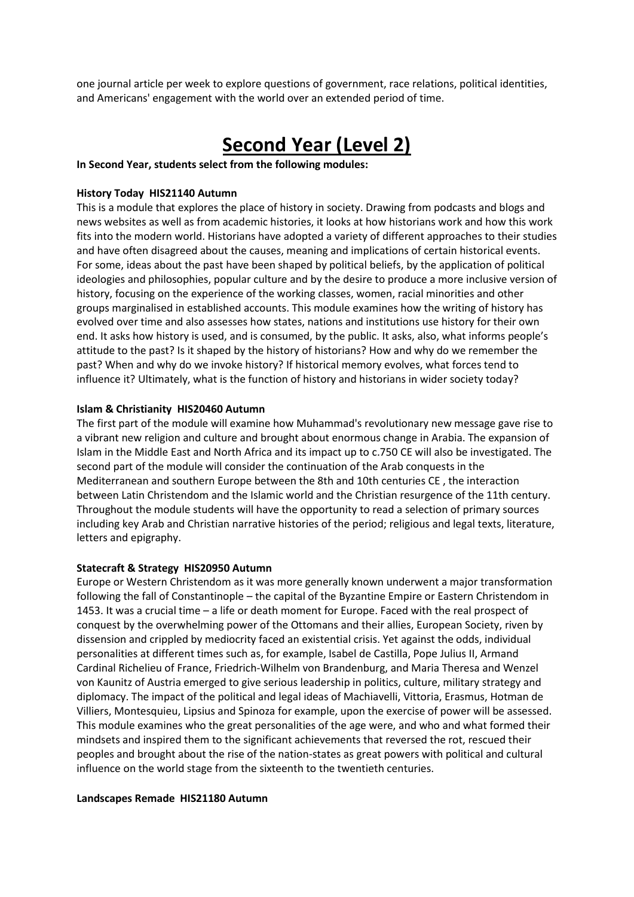one journal article per week to explore questions of government, race relations, political identities, and Americans' engagement with the world over an extended period of time.

# Second Year (Level 2)

**In Second Year, students select from the following modules:**

**History Today HIS21140 Autumn**

This is a module that explores the place of history in society. Drawing from podcasts and blogs and news websites as well as from academic histories, it looks at how historians work and how this work fits into the modern world. Historians have adopted a variety of different approaches to their studies and have often disagreed about the causes, meaning and implications of certain historical events. For some, ideas about the past have been shaped by political beliefs, by the application of political ideologies and philosophies, popular culture and by the desire to produce a more inclusive version of history, focusing on the experience of the working classes, women, racial minorities and other groups marginalised in established accounts. This module examines how the writing of history has evolved over time and also assesses how states, nations and institutions use history for their own end. It asks how history is used, and is consumed, by the public. It asks, also, what informs people's attitude to the past? Is it shaped by the history of historians? How and why do we remember the past? When and why do we invoke history? If historical memory evolves, what forces tend to influence it? Ultimately, what is the function of history and historians in wider society today?

**Islam & Christianity HIS20460 Autumn**

The first part of the module will examine how Muhammad's revolutionary new message gave rise to a vibrant new religion and culture and brought about enormous change in Arabia. The expansion of Islam in the Middle East and North Africa and its impact up to c.750 CE will also be investigated. The second part of the module will consider the continuation of the Arab conquests in the Mediterranean and southern Europe between the 8th and 10th centuries CE , the interaction between Latin Christendom and the Islamic world and the Christian resurgence of the 11th century. Throughout the module students will have the opportunity to read a selection of primary sources including key Arab and Christian narrative histories of the period; religious and legal texts, literature, letters and epigraphy.

**Statecraft & Strategy HIS20950 Autumn**

Europe or Western Christendom as it was more generally known underwent a major transformation following the fall of Constantinople – the capital of the Byzantine Empire or Eastern Christendom in 1453. It was a crucial time – a life or death moment for Europe. Faced with the real prospect of conquest by the overwhelming power of the Ottomans and their allies, European Society, riven by dissension and crippled by mediocrity faced an existential crisis. Yet against the odds, individual personalities at different times such as, for example, Isabel de Castilla, Pope Julius II, Armand Cardinal Richelieu of France, Friedrich-Wilhelm von Brandenburg, and Maria Theresa and Wenzel von Kaunitz of Austria emerged to give serious leadership in politics, culture, military strategy and diplomacy. The impact of the political and legal ideas of Machiavelli, Vittoria, Erasmus, Hotman de Villiers, Montesquieu, Lipsius and Spinoza for example, upon the exercise of power will be assessed. This module examines who the great personalities of the age were, and who and what formed their mindsets and inspired them to the significant achievements that reversed the rot, rescued their peoples and brought about the rise of the nation-states as great powers with political and cultural influence on the world stage from the sixteenth to the twentieth centuries.

**Landscapes Remade HIS21180 Autumn**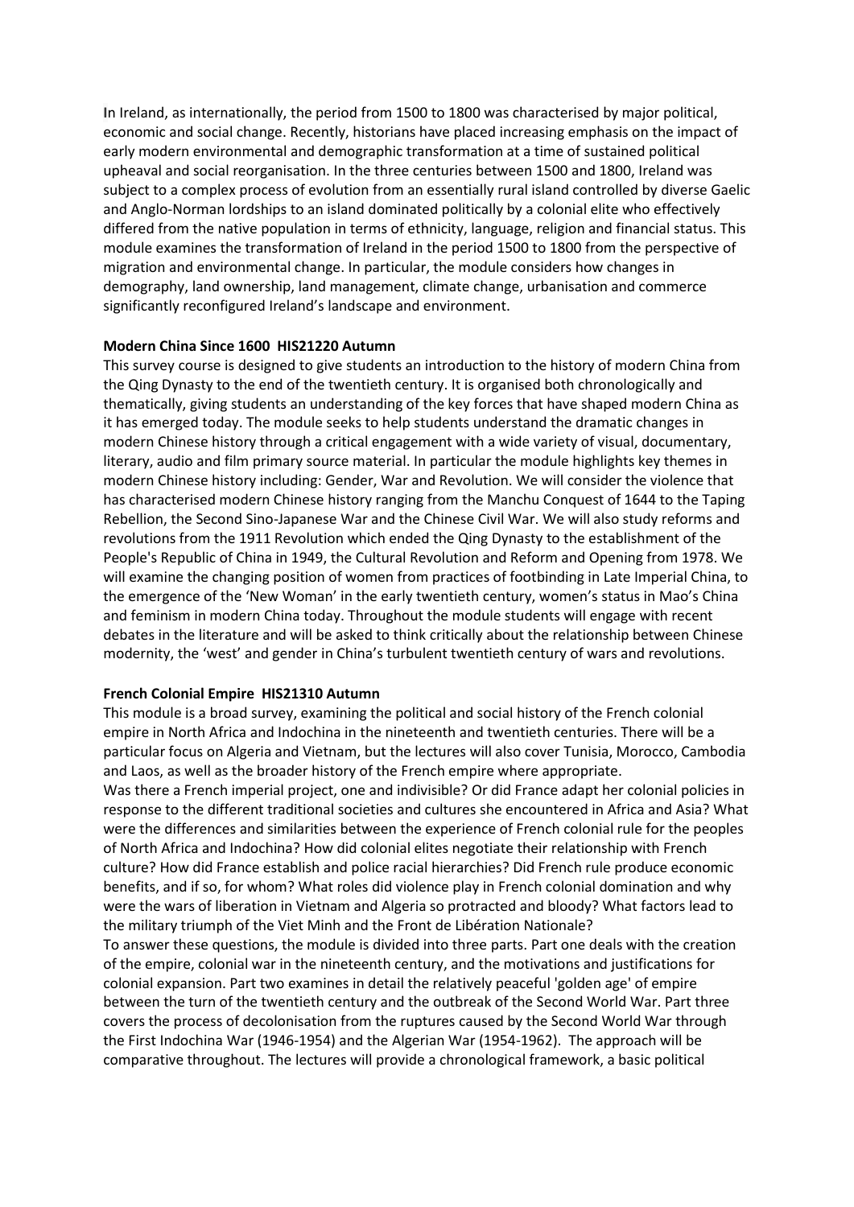In Ireland, as internationally, the period from 1500 to 1800 was characterised by major political, economic and social change. Recently, historians have placed increasing emphasis on the impact of early modern environmental and demographic transformation at a time of sustained political upheaval and social reorganisation. In the three centuries between 1500 and 1800, Ireland was subject to a complex process of evolution from an essentially rural island controlled by diverse Gaelic and Anglo-Norman lordships to an island dominated politically by a colonial elite who effectively differed from the native population in terms of ethnicity, language, religion and financial status. This module examines the transformation of Ireland in the period 1500 to 1800 from the perspective of migration and environmental change. In particular, the module considers how changes in demography, land ownership, land management, climate change, urbanisation and commerce significantly reconfigured Ireland's landscape and environment.

**Modern China Since 1600 HIS21220 Autumn**

This survey course is designed to give students an introduction to the history of modern China from the Qing Dynasty to the end of the twentieth century. It is organised both chronologically and thematically, giving students an understanding of the key forces that have shaped modern China as it has emerged today. The module seeks to help students understand the dramatic changes in modern Chinese history through a critical engagement with a wide variety of visual, documentary, literary, audio and film primary source material. In particular the module highlights key themes in modern Chinese history including: Gender, War and Revolution. We will consider the violence that has characterised modern Chinese history ranging from the Manchu Conquest of 1644 to the Taping Rebellion, the Second Sino-Japanese War and the Chinese Civil War. We will also study reforms and revolutions from the 1911 Revolution which ended the Qing Dynasty to the establishment of the People's Republic of China in 1949, the Cultural Revolution and Reform and Opening from 1978. We will examine the changing position of women from practices of footbinding in Late Imperial China, to the emergence of the 'New Woman' in the early twentieth century, women's status in Mao's China and feminism in modern China today. Throughout the module students will engage with recent debates in the literature and will be asked to think critically about the relationship between Chinese modernity, the 'west' and gender in China's turbulent twentieth century of wars and revolutions.

**French Colonial Empire HIS21310 Autumn**

This module is a broad survey, examining the political and social history of the French colonial empire in North Africa and Indochina in the nineteenth and twentieth centuries. There will be a particular focus on Algeria and Vietnam, but the lectures will also cover Tunisia, Morocco, Cambodia and Laos, as well as the broader history of the French empire where appropriate.

Was there a French imperial project, one and indivisible? Or did France adapt her colonial policies in response to the different traditional societies and cultures she encountered in Africa and Asia? What were the differences and similarities between the experience of French colonial rule for the peoples of North Africa and Indochina? How did colonial elites negotiate their relationship with French culture? How did France establish and police racial hierarchies? Did French rule produce economic benefits, and if so, for whom? What roles did violence play in French colonial domination and why were the wars of liberation in Vietnam and Algeria so protracted and bloody? What factors lead to the military triumph of the Viet Minh and the Front de Libération Nationale?

To answer these questions, the module is divided into three parts. Part one deals with the creation of the empire, colonial war in the nineteenth century, and the motivations and justifications for colonial expansion. Part two examines in detail the relatively peaceful 'golden age' of empire between the turn of the twentieth century and the outbreak of the Second World War. Part three covers the process of decolonisation from the ruptures caused by the Second World War through the First Indochina War (1946-1954) and the Algerian War (1954-1962). The approach will be comparative throughout. The lectures will provide a chronological framework, a basic political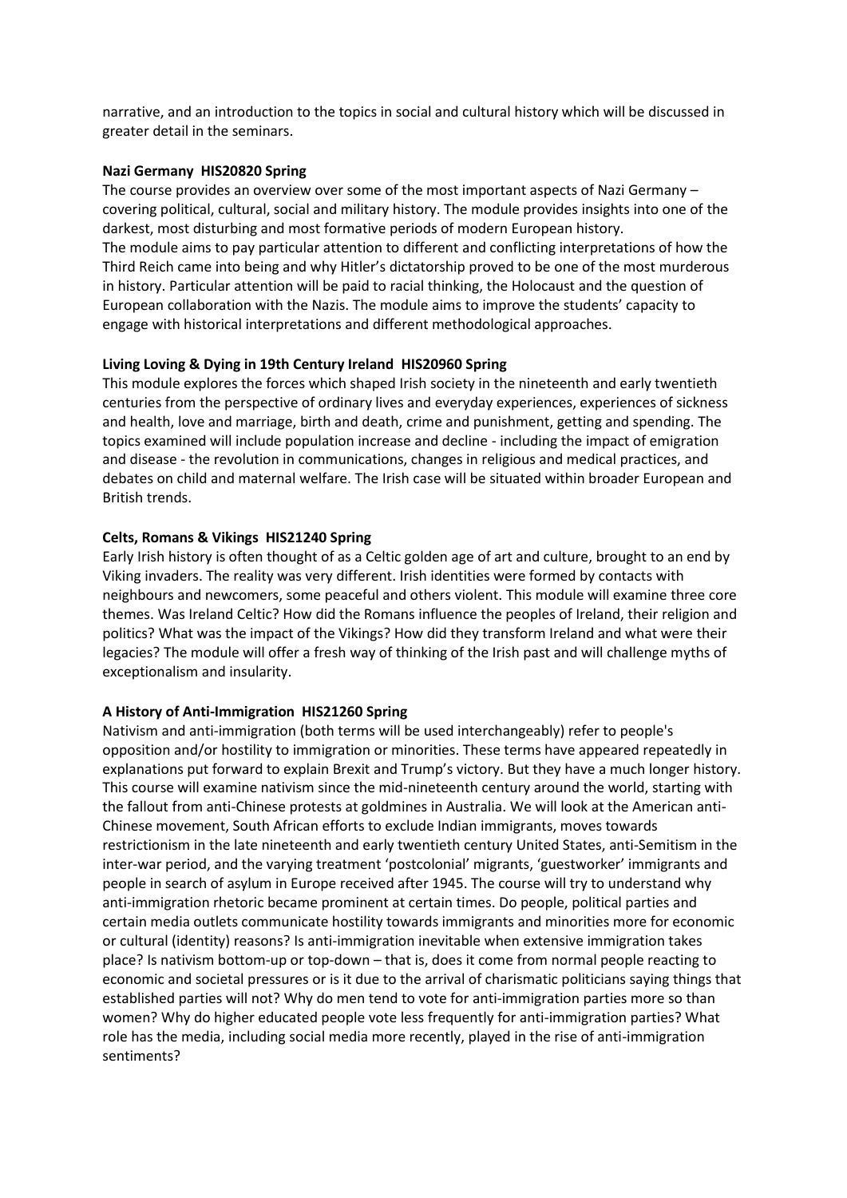narrative, and an introduction to the topics in social and cultural history which will be discussed in greater detail in the seminars.

**Nazi Germany HIS20820 Spring**

The course provides an overview over some of the most important aspects of Nazi Germany – covering political, cultural, social and military history. The module provides insights into one of the darkest, most disturbing and most formative periods of modern European history.

The module aims to pay particular attention to different and conflicting interpretations of how the Third Reich came into being and why Hitler's dictatorship proved to be one of the most murderous in history. Particular attention will be paid to racial thinking, the Holocaust and the question of European collaboration with the Nazis. The module aims to improve the students' capacity to engage with historical interpretations and different methodological approaches.

**Living Loving & Dying in 19th Century Ireland HIS20960 Spring**

This module explores the forces which shaped Irish society in the nineteenth and early twentieth centuries from the perspective of ordinary lives and everyday experiences, experiences of sickness and health, love and marriage, birth and death, crime and punishment, getting and spending. The topics examined will include population increase and decline - including the impact of emigration and disease - the revolution in communications, changes in religious and medical practices, and debates on child and maternal welfare. The Irish case will be situated within broader European and British trends.

**Celts, Romans & Vikings HIS21240 Spring**

Early Irish history is often thought of as a Celtic golden age of art and culture, brought to an end by Viking invaders. The reality was very different. Irish identities were formed by contacts with neighbours and newcomers, some peaceful and others violent. This module will examine three core themes. Was Ireland Celtic? How did the Romans influence the peoples of Ireland, their religion and politics? What was the impact of the Vikings? How did they transform Ireland and what were their legacies? The module will offer a fresh way of thinking of the Irish past and will challenge myths of exceptionalism and insularity.

**A History of Anti-Immigration HIS21260 Spring**

Nativism and anti-immigration (both terms will be used interchangeably) refer to people's opposition and/or hostility to immigration or minorities. These terms have appeared repeatedly in explanations put forward to explain Brexit and Trump's victory. But they have a much longer history. This course will examine nativism since the mid-nineteenth century around the world, starting with the fallout from anti-Chinese protests at goldmines in Australia. We will look at the American anti-Chinese movement, South African efforts to exclude Indian immigrants, moves towards restrictionism in the late nineteenth and early twentieth century United States, anti-Semitism in the inter-war period, and the varying treatment 'postcolonial' migrants, 'guestworker' immigrants and people in search of asylum in Europe received after 1945. The course will try to understand why anti-immigration rhetoric became prominent at certain times. Do people, political parties and certain media outlets communicate hostility towards immigrants and minorities more for economic or cultural (identity) reasons? Is anti-immigration inevitable when extensive immigration takes place? Is nativism bottom-up or top-down – that is, does it come from normal people reacting to economic and societal pressures or is it due to the arrival of charismatic politicians saying things that established parties will not? Why do men tend to vote for anti-immigration parties more so than women? Why do higher educated people vote less frequently for anti-immigration parties? What role has the media, including social media more recently, played in the rise of anti-immigration sentiments?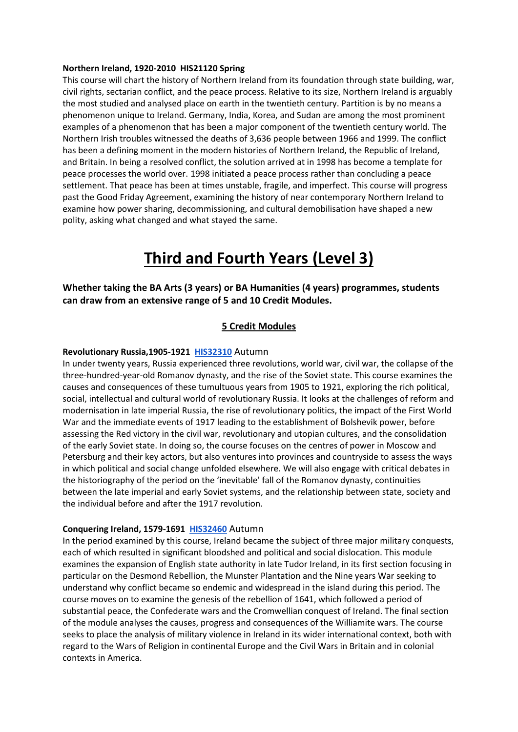**Northern Ireland, 1920-2010 HIS21120 Spring**

This course will chart the history of Northern Ireland from its foundation through state building, war, civil rights, sectarian conflict, and the peace process. Relative to its size, Northern Ireland is arguably the most studied and analysed place on earth in the twentieth century. Partition is by no means a phenomenon unique to Ireland. Germany, India, Korea, and Sudan are among the most prominent examples of a phenomenon that has been a major component of the twentieth century world. The Northern Irish troubles witnessed the deaths of 3,636 people between 1966 and 1999. The conflict has been a defining moment in the modern histories of Northern Ireland, the Republic of Ireland, and Britain. In being a resolved conflict, the solution arrived at in 1998 has become a template for peace processes the world over. 1998 initiated a peace process rather than concluding a peace settlement. That peace has been at times unstable, fragile, and imperfect. This course will progress past the Good Friday Agreement, examining the history of near contemporary Northern Ireland to examine how power sharing, decommissioning, and cultural demobilisation have shaped a new polity, asking what changed and what stayed the same.

# Third and Fourth Years (Level 3)

**Whether taking the BA Arts (3 years) or BA Humanities (4 years) programmes, students can draw from an extensive range of 5 and 10 Credit Modules.**

## 5 Credit Modules

**Revolutionary Russia,1905-1921 HIS32310** Autumn

In under twenty years, Russia experienced three revolutions, world war, civil war, the collapse of the three-hundred-year-old Romanov dynasty, and the rise of the Soviet state. This course examines the causes and consequences of these tumultuous years from 1905 to 1921, exploring the rich political, social, intellectual and cultural world of revolutionary Russia. It looks at the challenges of reform and modernisation in late imperial Russia, the rise of revolutionary politics, the impact of the First World War and the immediate events of 1917 leading to the establishment of Bolshevik power, before assessing the Red victory in the civil war, revolutionary and utopian cultures, and the consolidation of the early Soviet state. In doing so, the course focuses on the centres of power in Moscow and Petersburg and their key actors, but also ventures into provinces and countryside to assess the ways in which political and social change unfolded elsewhere. We will also engage with critical debates in the historiography of the period on the 'inevitable' fall of the Romanov dynasty, continuities between the late imperial and early Soviet systems, and the relationship between state, society and the individual before and after the 1917 revolution.

**Conquering Ireland, 1579-1691 HIS32460** Autumn

In the period examined by this course, Ireland became the subject of three major military conquests, each of which resulted in significant bloodshed and political and social dislocation. This module examines the expansion of English state authority in late Tudor Ireland, in its first section focusing in particular on the Desmond Rebellion, the Munster Plantation and the Nine years War seeking to understand why conflict became so endemic and widespread in the island during this period. The course moves on to examine the genesis of the rebellion of 1641, which followed a period of substantial peace, the Confederate wars and the Cromwellian conquest of Ireland. The final section of the module analyses the causes, progress and consequences of the Williamite wars. The course seeks to place the analysis of military violence in Ireland in its wider international context, both with regard to the Wars of Religion in continental Europe and the Civil Wars in Britain and in colonial contexts in America.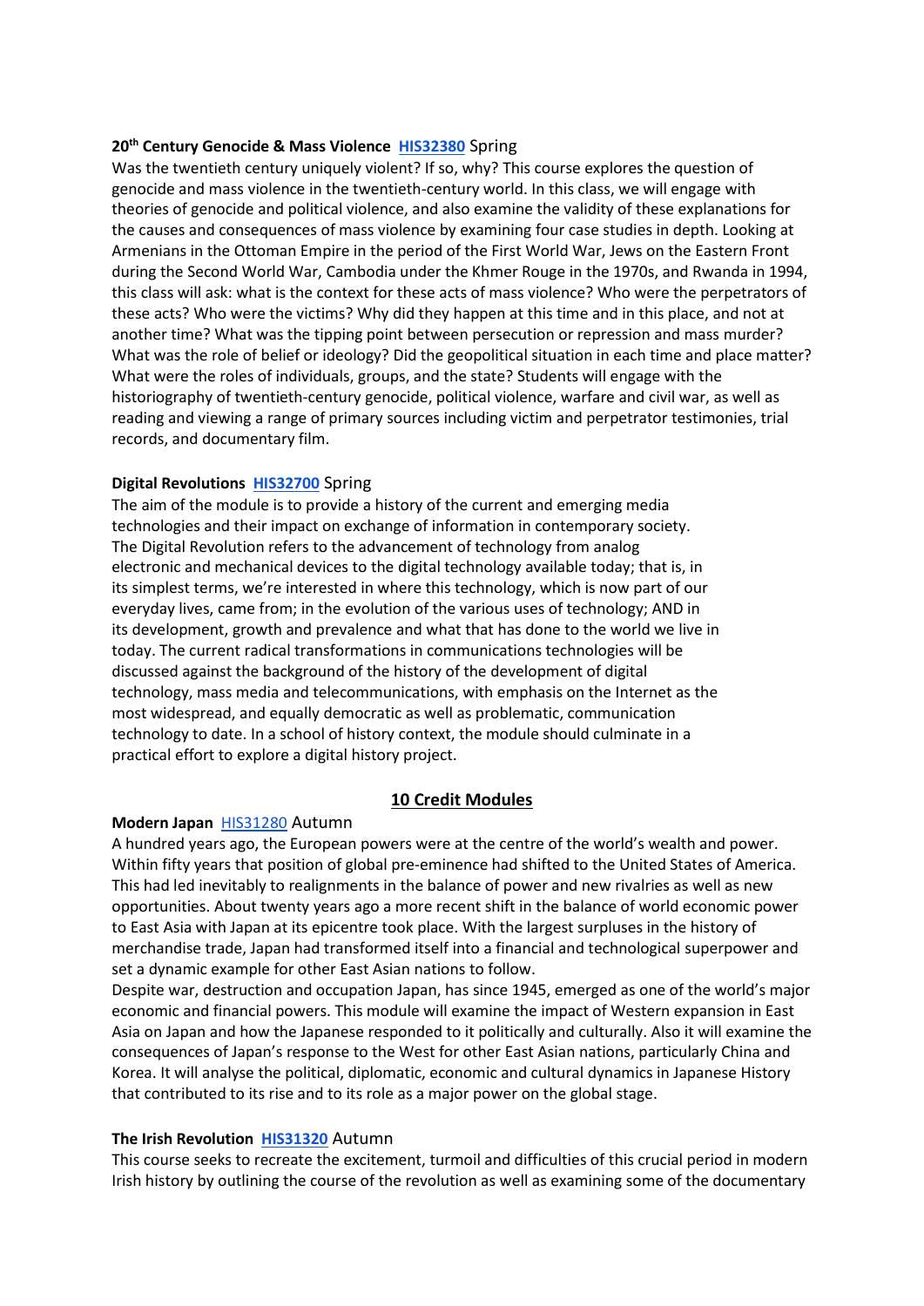**20th Century Genocide & Mass Violence** HIS32380 Spring

Was the twentieth century uniquely violent? If so, why? This course explores the question of genocide and mass violence in the twentieth-century world. In this class, we will engage with theories of genocide and political violence, and also examine the validity of these explanations for the causes and consequences of mass violence by examining four case studies in depth. Looking at Armenians in the Ottoman Empire in the period of the First World War, Jews on the Eastern Front during the Second World War, Cambodia under the Khmer Rouge in the 1970s, and Rwanda in 1994, this class will ask: what is the context for these acts of mass violence? Who were the perpetrators of these acts? Who were the victims? Why did they happen at this time and in this place, and not at another time? What was the tipping point between persecution or repression and mass murder? What was the role of belief or ideology? Did the geopolitical situation in each time and place matter? What were the roles of individuals, groups, and the state? Students will engage with the historiography of twentieth-century genocide, political violence, warfare and civil war, as well as reading and viewing a range of primary sources including victim and perpetrator testimonies, trial records, and documentary film.

**Digital Revolutions** HIS32700 Spring

The aim of the module is to provide a history of the current and emerging media technologies and their impact on exchange of information in contemporary society. The Digital Revolution refers to the advancement of technology from analog electronic and mechanical devices to the digital technology available today; that is, in its simplest terms, we're interested in where this technology, which is now part of our everyday lives, came from; in the evolution of the various uses of technology; AND in its development, growth and prevalence and what that has done to the world we live in today. The current radical transformations in communications technologies will be discussed against the background of the history of the development of digital technology, mass media and telecommunications, with emphasis on the Internet as the most widespread, and equally democratic as well as problematic, communication technology to date. In a school of history context, the module should culminate in a practical effort to explore a digital history project.

## 10 Credit Modules

**Modern Japan** HIS31280 Autumn

A hundred years ago, the European powers were at the centre of the world's wealth and power. Within fifty years that position of global pre-eminence had shifted to the United States of America. This had led inevitably to realignments in the balance of power and new rivalries as well as new opportunities. About twenty years ago a more recent shift in the balance of world economic power to East Asia with Japan at its epicentre took place. With the largest surpluses in the history of merchandise trade, Japan had transformed itself into a financial and technological superpower and set a dynamic example for other East Asian nations to follow.

Despite war, destruction and occupation Japan, has since 1945, emerged as one of the world's major economic and financial powers. This module will examine the impact of Western expansion in East Asia on Japan and how the Japanese responded to it politically and culturally. Also it will examine the consequences of Japan's response to the West for other East Asian nations, particularly China and Korea. It will analyse the political, diplomatic, economic and cultural dynamics in Japanese History that contributed to its rise and to its role as a major power on the global stage.

**The Irish Revolution** HIS31320 Autumn

This course seeks to recreate the excitement, turmoil and difficulties of this crucial period in modern Irish history by outlining the course of the revolution as well as examining some of the documentary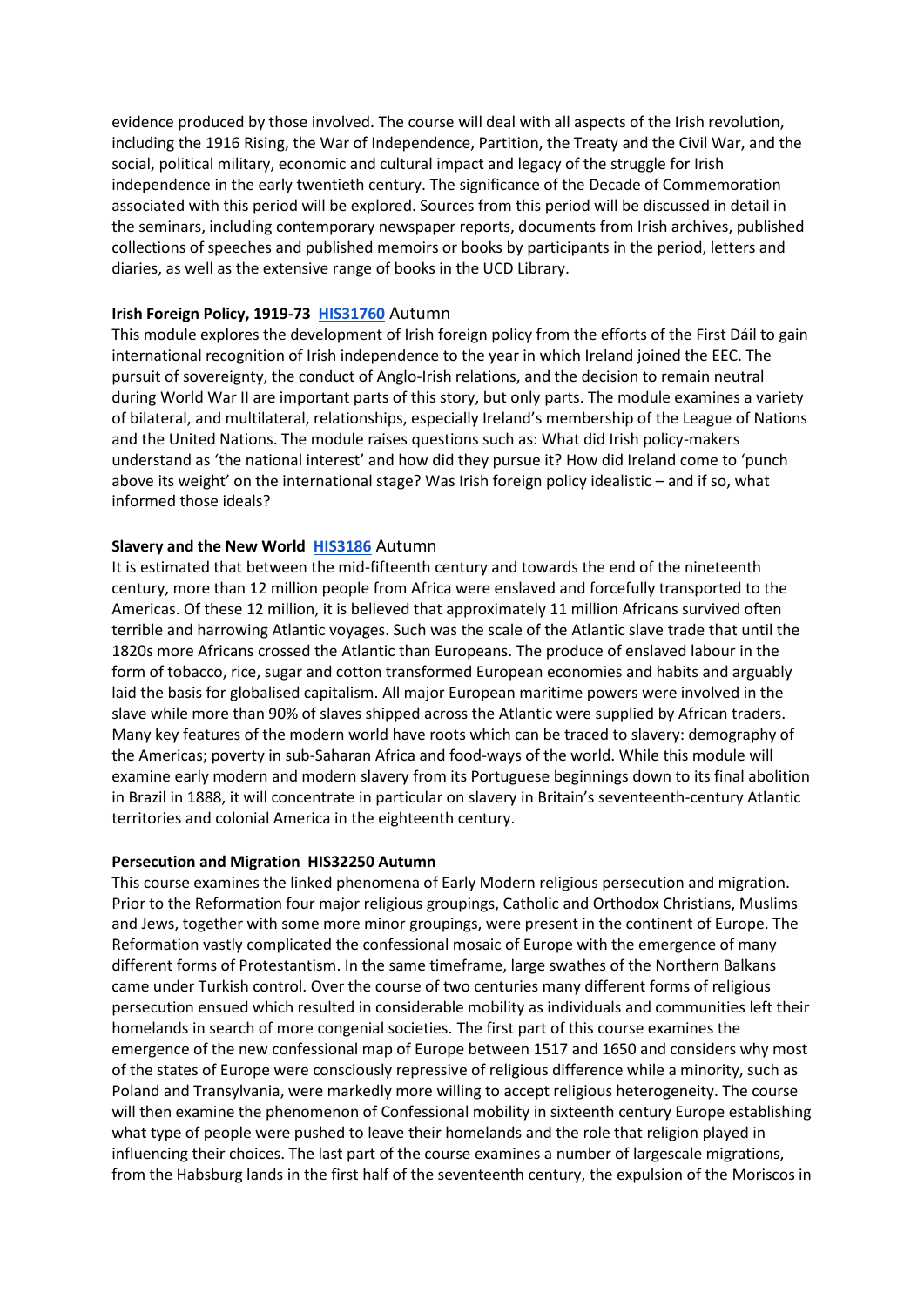evidence produced by those involved. The course will deal with all aspects of the Irish revolution, including the 1916 Rising, the War of Independence, Partition, the Treaty and the Civil War, and the social, political military, economic and cultural impact and legacy of the struggle for Irish independence in the early twentieth century. The significance of the Decade of Commemoration associated with this period will be explored. Sources from this period will be discussed in detail in the seminars, including contemporary newspaper reports, documents from Irish archives, published collections of speeches and published memoirs or books by participants in the period, letters and diaries, as well as the extensive range of books in the UCD Library.

**Irish Foreign Policy, 1919-73** **HIS31760** Autumn

This module explores the development of Irish foreign policy from the efforts of the First Dáil to gain international recognition of Irish independence to the year in which Ireland joined the EEC. The pursuit of sovereignty, the conduct of Anglo-Irish relations, and the decision to remain neutral during World War II are important parts of this story, but only parts. The module examines a variety of bilateral, and multilateral, relationships, especially Ireland's membership of the League of Nations and the United Nations. The module raises questions such as: What did Irish policy-makers understand as 'the national interest' and how did they pursue it? How did Ireland come to 'punch above its weight' on the international stage? Was Irish foreign policy idealistic – and if so, what informed those ideals?

**Slavery and the New World** **HIS3186** Autumn

It is estimated that between the mid-fifteenth century and towards the end of the nineteenth century, more than 12 million people from Africa were enslaved and forcefully transported to the Americas. Of these 12 million, it is believed that approximately 11 million Africans survived often terrible and harrowing Atlantic voyages. Such was the scale of the Atlantic slave trade that until the 1820s more Africans crossed the Atlantic than Europeans. The produce of enslaved labour in the form of tobacco, rice, sugar and cotton transformed European economies and habits and arguably laid the basis for globalised capitalism. All major European maritime powers were involved in the slave while more than 90% of slaves shipped across the Atlantic were supplied by African traders. Many key features of the modern world have roots which can be traced to slavery: demography of the Americas; poverty in sub-Saharan Africa and food-ways of the world. While this module will examine early modern and modern slavery from its Portuguese beginnings down to its final abolition in Brazil in 1888, it will concentrate in particular on slavery in Britain's seventeenth-century Atlantic territories and colonial America in the eighteenth century.

**Persecution and Migration HIS32250 Autumn**

This course examines the linked phenomena of Early Modern religious persecution and migration. Prior to the Reformation four major religious groupings, Catholic and Orthodox Christians, Muslims and Jews, together with some more minor groupings, were present in the continent of Europe. The Reformation vastly complicated the confessional mosaic of Europe with the emergence of many different forms of Protestantism. In the same timeframe, large swathes of the Northern Balkans came under Turkish control. Over the course of two centuries many different forms of religious persecution ensued which resulted in considerable mobility as individuals and communities left their homelands in search of more congenial societies. The first part of this course examines the emergence of the new confessional map of Europe between 1517 and 1650 and considers why most of the states of Europe were consciously repressive of religious difference while a minority, such as Poland and Transylvania, were markedly more willing to accept religious heterogeneity. The course will then examine the phenomenon of Confessional mobility in sixteenth century Europe establishing what type of people were pushed to leave their homelands and the role that religion played in influencing their choices. The last part of the course examines a number of largescale migrations, from the Habsburg lands in the first half of the seventeenth century, the expulsion of the Moriscos in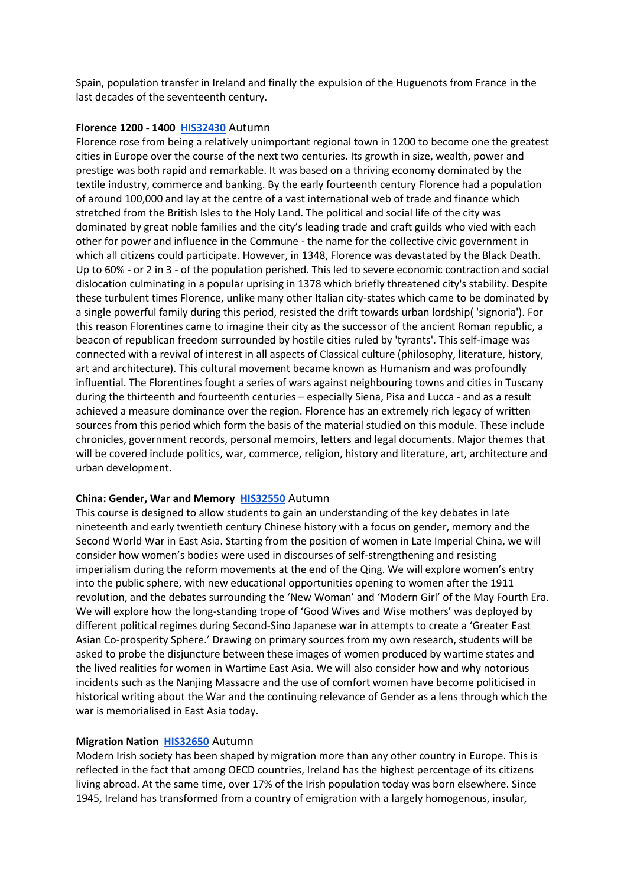Spain, population transfer in Ireland and finally the expulsion of the Huguenots from France in the last decades of the seventeenth century.

**Florence 1200 - 1400** **HIS32430** Autumn

Florence rose from being a relatively unimportant regional town in 1200 to become one the greatest cities in Europe over the course of the next two centuries. Its growth in size, wealth, power and prestige was both rapid and remarkable. It was based on a thriving economy dominated by the textile industry, commerce and banking. By the early fourteenth century Florence had a population of around 100,000 and lay at the centre of a vast international web of trade and finance which stretched from the British Isles to the Holy Land. The political and social life of the city was dominated by great noble families and the city's leading trade and craft guilds who vied with each other for power and influence in the Commune - the name for the collective civic government in which all citizens could participate. However, in 1348, Florence was devastated by the Black Death. Up to 60% - or 2 in 3 - of the population perished. This led to severe economic contraction and social dislocation culminating in a popular uprising in 1378 which briefly threatened city's stability. Despite these turbulent times Florence, unlike many other Italian city-states which came to be dominated by a single powerful family during this period, resisted the drift towards urban lordship( 'signoria'). For this reason Florentines came to imagine their city as the successor of the ancient Roman republic, a beacon of republican freedom surrounded by hostile cities ruled by 'tyrants'. This self-image was connected with a revival of interest in all aspects of Classical culture (philosophy, literature, history, art and architecture). This cultural movement became known as Humanism and was profoundly influential. The Florentines fought a series of wars against neighbouring towns and cities in Tuscany during the thirteenth and fourteenth centuries – especially Siena, Pisa and Lucca - and as a result achieved a measure dominance over the region. Florence has an extremely rich legacy of written sources from this period which form the basis of the material studied on this module. These include chronicles, government records, personal memoirs, letters and legal documents. Major themes that will be covered include politics, war, commerce, religion, history and literature, art, architecture and urban development.

**China: Gender, War and Memory** **HIS32550** Autumn

This course is designed to allow students to gain an understanding of the key debates in late nineteenth and early twentieth century Chinese history with a focus on gender, memory and the Second World War in East Asia. Starting from the position of women in Late Imperial China, we will consider how women's bodies were used in discourses of self-strengthening and resisting imperialism during the reform movements at the end of the Qing. We will explore women's entry into the public sphere, with new educational opportunities opening to women after the 1911 revolution, and the debates surrounding the 'New Woman' and 'Modern Girl' of the May Fourth Era. We will explore how the long-standing trope of 'Good Wives and Wise mothers' was deployed by different political regimes during Second-Sino Japanese war in attempts to create a 'Greater East Asian Co-prosperity Sphere.' Drawing on primary sources from my own research, students will be asked to probe the disjuncture between these images of women produced by wartime states and the lived realities for women in Wartime East Asia. We will also consider how and why notorious incidents such as the Nanjing Massacre and the use of comfort women have become politicised in historical writing about the War and the continuing relevance of Gender as a lens through which the war is memorialised in East Asia today.

**Migration Nation** **HIS32650** Autumn

Modern Irish society has been shaped by migration more than any other country in Europe. This is reflected in the fact that among OECD countries, Ireland has the highest percentage of its citizens living abroad. At the same time, over 17% of the Irish population today was born elsewhere. Since 1945, Ireland has transformed from a country of emigration with a largely homogenous, insular,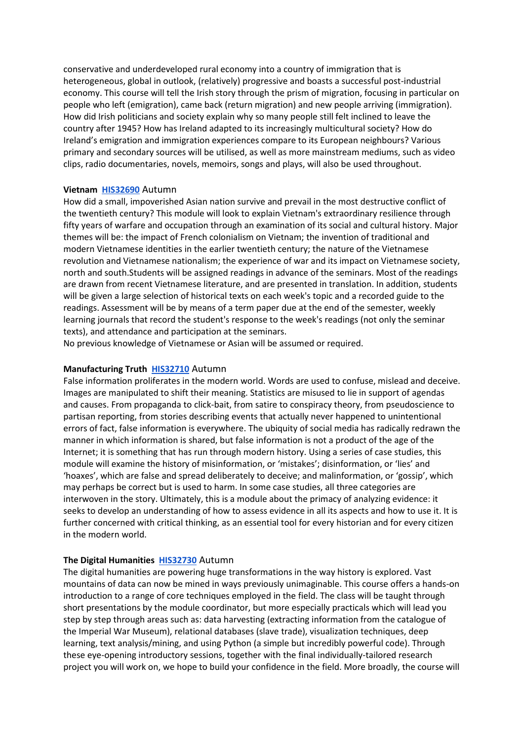conservative and underdeveloped rural economy into a country of immigration that is heterogeneous, global in outlook, (relatively) progressive and boasts a successful post-industrial economy. This course will tell the Irish story through the prism of migration, focusing in particular on people who left (emigration), came back (return migration) and new people arriving (immigration). How did Irish politicians and society explain why so many people still felt inclined to leave the country after 1945? How has Ireland adapted to its increasingly multicultural society? How do Ireland's emigration and immigration experiences compare to its European neighbours? Various primary and secondary sources will be utilised, as well as more mainstream mediums, such as video clips, radio documentaries, novels, memoirs, songs and plays, will also be used throughout.

**Vietnam** **HIS32690** Autumn

How did a small, impoverished Asian nation survive and prevail in the most destructive conflict of the twentieth century? This module will look to explain Vietnam's extraordinary resilience through fifty years of warfare and occupation through an examination of its social and cultural history. Major themes will be: the impact of French colonialism on Vietnam; the invention of traditional and modern Vietnamese identities in the earlier twentieth century; the nature of the Vietnamese revolution and Vietnamese nationalism; the experience of war and its impact on Vietnamese society, north and south.Students will be assigned readings in advance of the seminars. Most of the readings are drawn from recent Vietnamese literature, and are presented in translation. In addition, students will be given a large selection of historical texts on each week's topic and a recorded guide to the readings. Assessment will be by means of a term paper due at the end of the semester, weekly learning journals that record the student's response to the week's readings (not only the seminar texts), and attendance and participation at the seminars.
No previous knowledge of Vietnamese or Asian will be assumed or required.

**Manufacturing Truth** **HIS32710** Autumn

False information proliferates in the modern world. Words are used to confuse, mislead and deceive. Images are manipulated to shift their meaning. Statistics are misused to lie in support of agendas and causes. From propaganda to click-bait, from satire to conspiracy theory, from pseudoscience to partisan reporting, from stories describing events that actually never happened to unintentional errors of fact, false information is everywhere. The ubiquity of social media has radically redrawn the manner in which information is shared, but false information is not a product of the age of the Internet; it is something that has run through modern history. Using a series of case studies, this module will examine the history of misinformation, or 'mistakes'; disinformation, or 'lies' and 'hoaxes', which are false and spread deliberately to deceive; and malinformation, or 'gossip', which may perhaps be correct but is used to harm. In some case studies, all three categories are interwoven in the story. Ultimately, this is a module about the primacy of analyzing evidence: it seeks to develop an understanding of how to assess evidence in all its aspects and how to use it. It is further concerned with critical thinking, as an essential tool for every historian and for every citizen in the modern world.

**The Digital Humanities** **HIS32730** Autumn

The digital humanities are powering huge transformations in the way history is explored. Vast mountains of data can now be mined in ways previously unimaginable. This course offers a hands-on introduction to a range of core techniques employed in the field. The class will be taught through short presentations by the module coordinator, but more especially practicals which will lead you step by step through areas such as: data harvesting (extracting information from the catalogue of the Imperial War Museum), relational databases (slave trade), visualization techniques, deep learning, text analysis/mining, and using Python (a simple but incredibly powerful code). Through these eye-opening introductory sessions, together with the final individually-tailored research project you will work on, we hope to build your confidence in the field. More broadly, the course will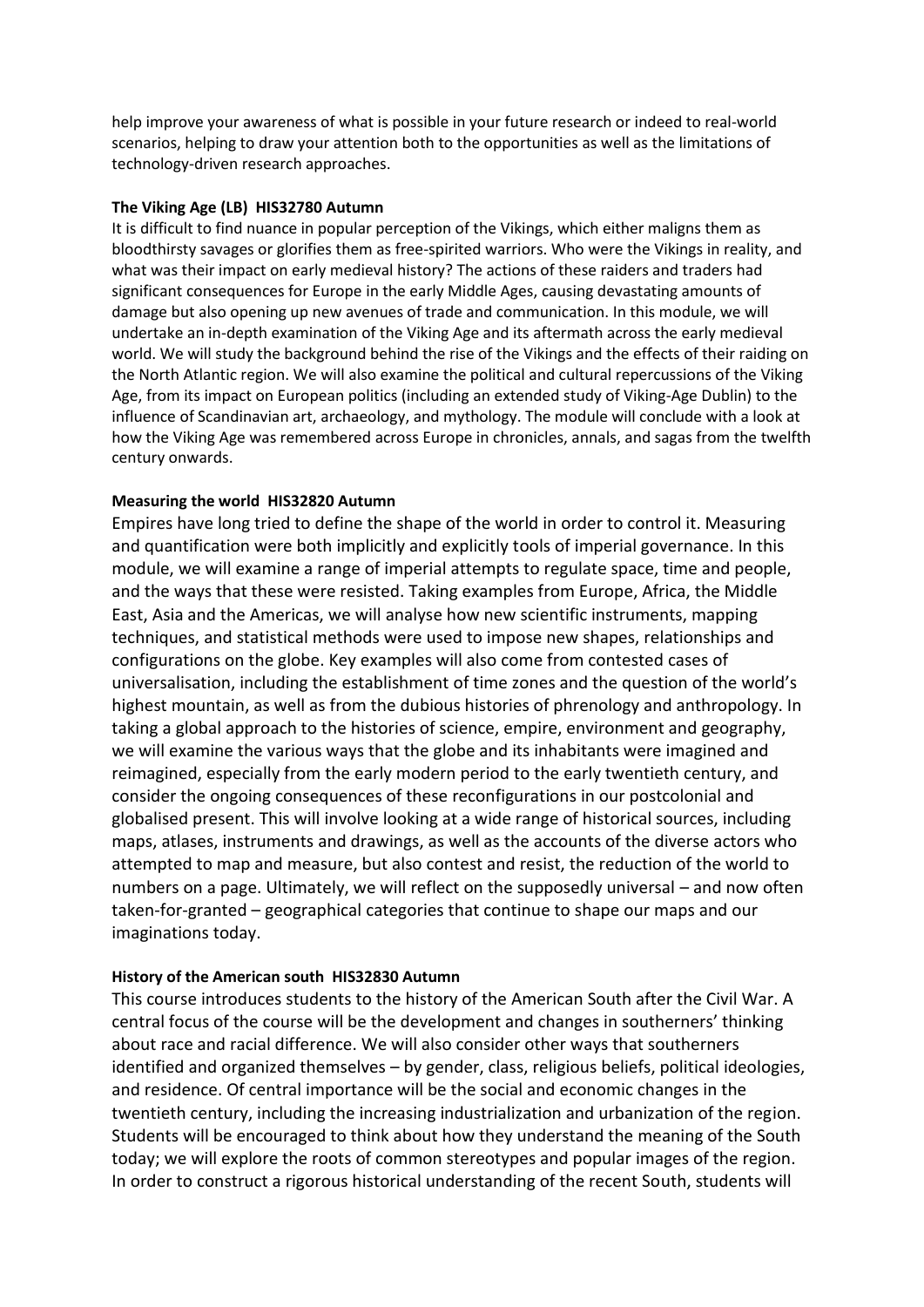help improve your awareness of what is possible in your future research or indeed to real-world scenarios, helping to draw your attention both to the opportunities as well as the limitations of technology-driven research approaches.

**The Viking Age (LB) HIS32780 Autumn**

It is difficult to find nuance in popular perception of the Vikings, which either maligns them as bloodthirsty savages or glorifies them as free-spirited warriors. Who were the Vikings in reality, and what was their impact on early medieval history? The actions of these raiders and traders had significant consequences for Europe in the early Middle Ages, causing devastating amounts of damage but also opening up new avenues of trade and communication. In this module, we will undertake an in-depth examination of the Viking Age and its aftermath across the early medieval world. We will study the background behind the rise of the Vikings and the effects of their raiding on the North Atlantic region. We will also examine the political and cultural repercussions of the Viking Age, from its impact on European politics (including an extended study of Viking-Age Dublin) to the influence of Scandinavian art, archaeology, and mythology. The module will conclude with a look at how the Viking Age was remembered across Europe in chronicles, annals, and sagas from the twelfth century onwards.

**Measuring the world HIS32820 Autumn**

Empires have long tried to define the shape of the world in order to control it. Measuring and quantification were both implicitly and explicitly tools of imperial governance. In this module, we will examine a range of imperial attempts to regulate space, time and people, and the ways that these were resisted. Taking examples from Europe, Africa, the Middle East, Asia and the Americas, we will analyse how new scientific instruments, mapping techniques, and statistical methods were used to impose new shapes, relationships and configurations on the globe. Key examples will also come from contested cases of universalisation, including the establishment of time zones and the question of the world's highest mountain, as well as from the dubious histories of phrenology and anthropology. In taking a global approach to the histories of science, empire, environment and geography, we will examine the various ways that the globe and its inhabitants were imagined and reimagined, especially from the early modern period to the early twentieth century, and consider the ongoing consequences of these reconfigurations in our postcolonial and globalised present. This will involve looking at a wide range of historical sources, including maps, atlases, instruments and drawings, as well as the accounts of the diverse actors who attempted to map and measure, but also contest and resist, the reduction of the world to numbers on a page. Ultimately, we will reflect on the supposedly universal – and now often taken-for-granted – geographical categories that continue to shape our maps and our imaginations today.

**History of the American south HIS32830 Autumn**

This course introduces students to the history of the American South after the Civil War. A central focus of the course will be the development and changes in southerners' thinking about race and racial difference. We will also consider other ways that southerners identified and organized themselves – by gender, class, religious beliefs, political ideologies, and residence. Of central importance will be the social and economic changes in the twentieth century, including the increasing industrialization and urbanization of the region. Students will be encouraged to think about how they understand the meaning of the South today; we will explore the roots of common stereotypes and popular images of the region. In order to construct a rigorous historical understanding of the recent South, students will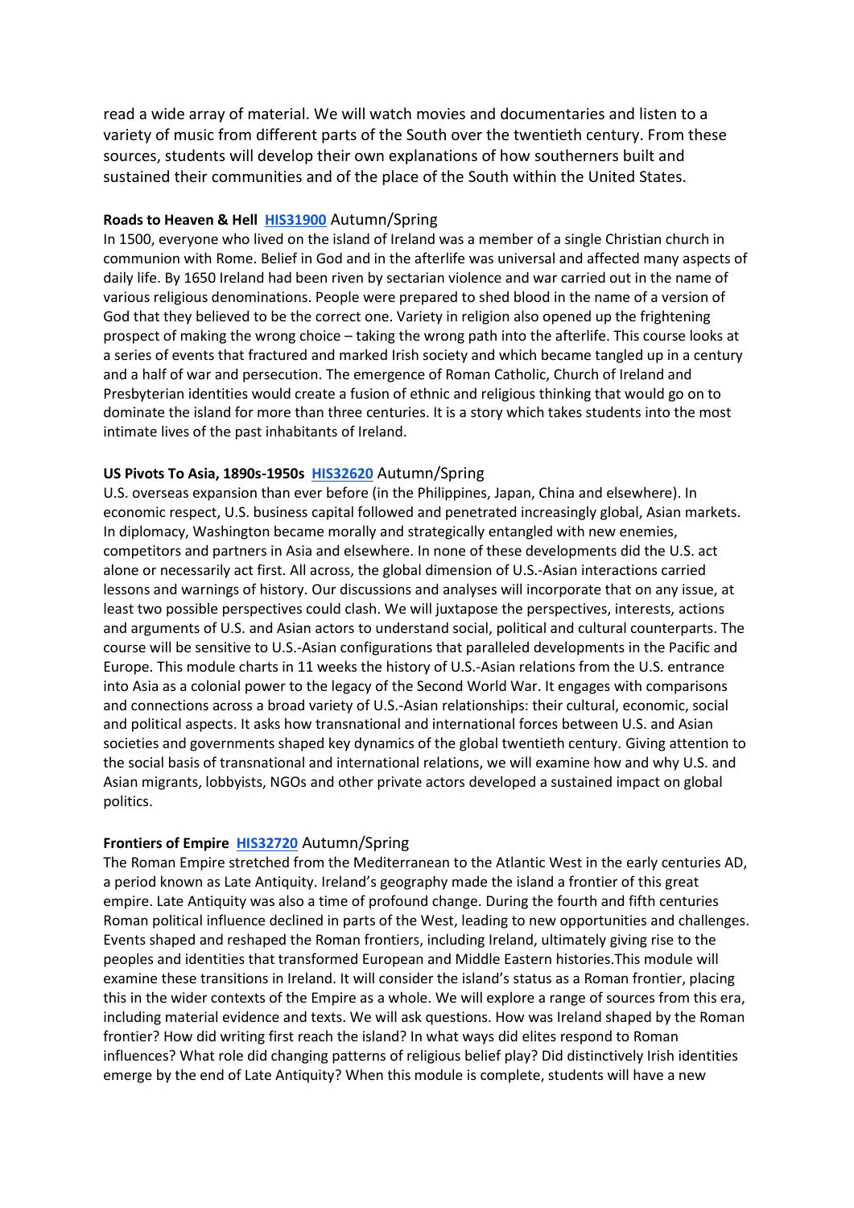read a wide array of material. We will watch movies and documentaries and listen to a variety of music from different parts of the South over the twentieth century. From these sources, students will develop their own explanations of how southerners built and sustained their communities and of the place of the South within the United States.

**Roads to Heaven & Hell** [HIS31900] Autumn/Spring

In 1500, everyone who lived on the island of Ireland was a member of a single Christian church in communion with Rome. Belief in God and in the afterlife was universal and affected many aspects of daily life. By 1650 Ireland had been riven by sectarian violence and war carried out in the name of various religious denominations. People were prepared to shed blood in the name of a version of God that they believed to be the correct one. Variety in religion also opened up the frightening prospect of making the wrong choice – taking the wrong path into the afterlife. This course looks at a series of events that fractured and marked Irish society and which became tangled up in a century and a half of war and persecution. The emergence of Roman Catholic, Church of Ireland and Presbyterian identities would create a fusion of ethnic and religious thinking that would go on to dominate the island for more than three centuries. It is a story which takes students into the most intimate lives of the past inhabitants of Ireland.

**US Pivots To Asia, 1890s-1950s** [HIS32620] Autumn/Spring

U.S. overseas expansion than ever before (in the Philippines, Japan, China and elsewhere). In economic respect, U.S. business capital followed and penetrated increasingly global, Asian markets. In diplomacy, Washington became morally and strategically entangled with new enemies, competitors and partners in Asia and elsewhere. In none of these developments did the U.S. act alone or necessarily act first. All across, the global dimension of U.S.-Asian interactions carried lessons and warnings of history. Our discussions and analyses will incorporate that on any issue, at least two possible perspectives could clash. We will juxtapose the perspectives, interests, actions and arguments of U.S. and Asian actors to understand social, political and cultural counterparts. The course will be sensitive to U.S.-Asian configurations that paralleled developments in the Pacific and Europe. This module charts in 11 weeks the history of U.S.-Asian relations from the U.S. entrance into Asia as a colonial power to the legacy of the Second World War. It engages with comparisons and connections across a broad variety of U.S.-Asian relationships: their cultural, economic, social and political aspects. It asks how transnational and international forces between U.S. and Asian societies and governments shaped key dynamics of the global twentieth century. Giving attention to the social basis of transnational and international relations, we will examine how and why U.S. and Asian migrants, lobbyists, NGOs and other private actors developed a sustained impact on global politics.

**Frontiers of Empire** [HIS32720] Autumn/Spring

The Roman Empire stretched from the Mediterranean to the Atlantic West in the early centuries AD, a period known as Late Antiquity. Ireland's geography made the island a frontier of this great empire. Late Antiquity was also a time of profound change. During the fourth and fifth centuries Roman political influence declined in parts of the West, leading to new opportunities and challenges. Events shaped and reshaped the Roman frontiers, including Ireland, ultimately giving rise to the peoples and identities that transformed European and Middle Eastern histories.This module will examine these transitions in Ireland. It will consider the island's status as a Roman frontier, placing this in the wider contexts of the Empire as a whole. We will explore a range of sources from this era, including material evidence and texts. We will ask questions. How was Ireland shaped by the Roman frontier? How did writing first reach the island? In what ways did elites respond to Roman influences? What role did changing patterns of religious belief play? Did distinctively Irish identities emerge by the end of Late Antiquity? When this module is complete, students will have a new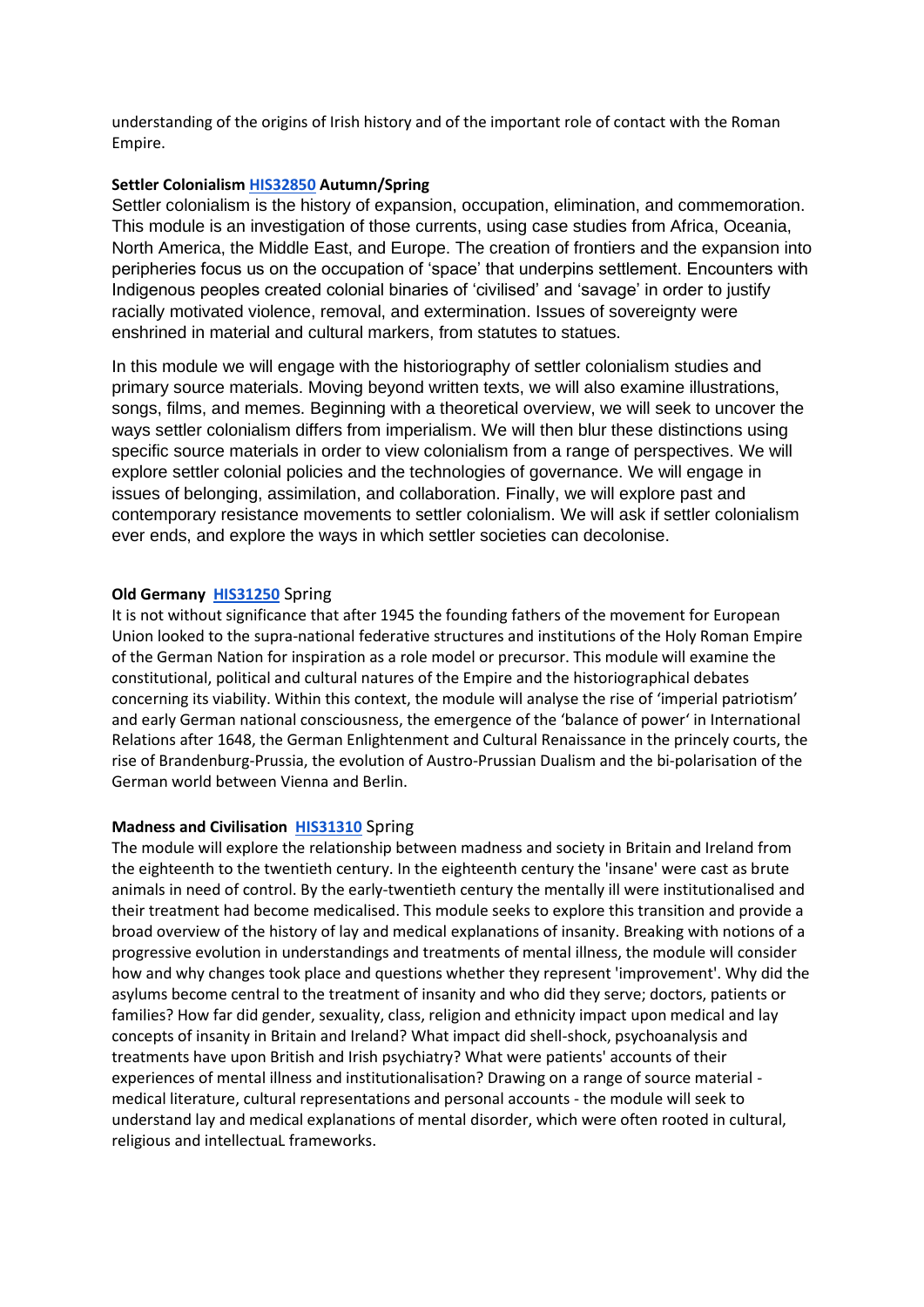understanding of the origins of Irish history and of the important role of contact with the Roman Empire.

**Settler Colonialism [HIS32850] Autumn/Spring**

Settler colonialism is the history of expansion, occupation, elimination, and commemoration. This module is an investigation of those currents, using case studies from Africa, Oceania, North America, the Middle East, and Europe. The creation of frontiers and the expansion into peripheries focus us on the occupation of 'space' that underpins settlement. Encounters with Indigenous peoples created colonial binaries of 'civilised' and 'savage' in order to justify racially motivated violence, removal, and extermination. Issues of sovereignty were enshrined in material and cultural markers, from statutes to statues.

In this module we will engage with the historiography of settler colonialism studies and primary source materials. Moving beyond written texts, we will also examine illustrations, songs, films, and memes. Beginning with a theoretical overview, we will seek to uncover the ways settler colonialism differs from imperialism. We will then blur these distinctions using specific source materials in order to view colonialism from a range of perspectives. We will explore settler colonial policies and the technologies of governance. We will engage in issues of belonging, assimilation, and collaboration. Finally, we will explore past and contemporary resistance movements to settler colonialism. We will ask if settler colonialism ever ends, and explore the ways in which settler societies can decolonise.

**Old Germany [HIS31250]** Spring

It is not without significance that after 1945 the founding fathers of the movement for European Union looked to the supra-national federative structures and institutions of the Holy Roman Empire of the German Nation for inspiration as a role model or precursor. This module will examine the constitutional, political and cultural natures of the Empire and the historiographical debates concerning its viability. Within this context, the module will analyse the rise of 'imperial patriotism' and early German national consciousness, the emergence of the 'balance of power' in International Relations after 1648, the German Enlightenment and Cultural Renaissance in the princely courts, the rise of Brandenburg-Prussia, the evolution of Austro-Prussian Dualism and the bi-polarisation of the German world between Vienna and Berlin.

**Madness and Civilisation [HIS31310]** Spring

The module will explore the relationship between madness and society in Britain and Ireland from the eighteenth to the twentieth century. In the eighteenth century the 'insane' were cast as brute animals in need of control. By the early-twentieth century the mentally ill were institutionalised and their treatment had become medicalised. This module seeks to explore this transition and provide a broad overview of the history of lay and medical explanations of insanity. Breaking with notions of a progressive evolution in understandings and treatments of mental illness, the module will consider how and why changes took place and questions whether they represent 'improvement'. Why did the asylums become central to the treatment of insanity and who did they serve; doctors, patients or families? How far did gender, sexuality, class, religion and ethnicity impact upon medical and lay concepts of insanity in Britain and Ireland? What impact did shell-shock, psychoanalysis and treatments have upon British and Irish psychiatry? What were patients' accounts of their experiences of mental illness and institutionalisation? Drawing on a range of source material - medical literature, cultural representations and personal accounts - the module will seek to understand lay and medical explanations of mental disorder, which were often rooted in cultural, religious and intellectuaL frameworks.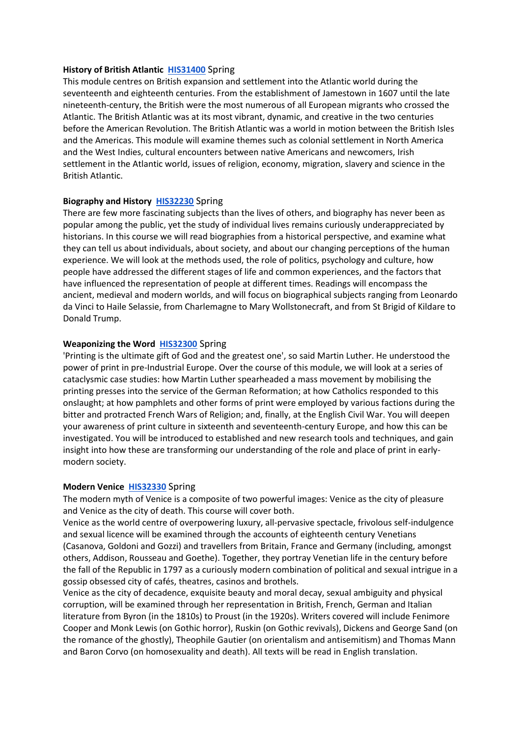**History of British Atlantic** [HIS31400] Spring

This module centres on British expansion and settlement into the Atlantic world during the seventeenth and eighteenth centuries. From the establishment of Jamestown in 1607 until the late nineteenth-century, the British were the most numerous of all European migrants who crossed the Atlantic. The British Atlantic was at its most vibrant, dynamic, and creative in the two centuries before the American Revolution. The British Atlantic was a world in motion between the British Isles and the Americas. This module will examine themes such as colonial settlement in North America and the West Indies, cultural encounters between native Americans and newcomers, Irish settlement in the Atlantic world, issues of religion, economy, migration, slavery and science in the British Atlantic.

**Biography and History** [HIS32230] Spring

There are few more fascinating subjects than the lives of others, and biography has never been as popular among the public, yet the study of individual lives remains curiously underappreciated by historians. In this course we will read biographies from a historical perspective, and examine what they can tell us about individuals, about society, and about our changing perceptions of the human experience. We will look at the methods used, the role of politics, psychology and culture, how people have addressed the different stages of life and common experiences, and the factors that have influenced the representation of people at different times. Readings will encompass the ancient, medieval and modern worlds, and will focus on biographical subjects ranging from Leonardo da Vinci to Haile Selassie, from Charlemagne to Mary Wollstonecraft, and from St Brigid of Kildare to Donald Trump.

**Weaponizing the Word** [HIS32300] Spring

'Printing is the ultimate gift of God and the greatest one', so said Martin Luther. He understood the power of print in pre-Industrial Europe. Over the course of this module, we will look at a series of cataclysmic case studies: how Martin Luther spearheaded a mass movement by mobilising the printing presses into the service of the German Reformation; at how Catholics responded to this onslaught; at how pamphlets and other forms of print were employed by various factions during the bitter and protracted French Wars of Religion; and, finally, at the English Civil War. You will deepen your awareness of print culture in sixteenth and seventeenth-century Europe, and how this can be investigated. You will be introduced to established and new research tools and techniques, and gain insight into how these are transforming our understanding of the role and place of print in early-modern society.

**Modern Venice** [HIS32330] Spring

The modern myth of Venice is a composite of two powerful images: Venice as the city of pleasure and Venice as the city of death. This course will cover both.

Venice as the world centre of overpowering luxury, all-pervasive spectacle, frivolous self-indulgence and sexual licence will be examined through the accounts of eighteenth century Venetians (Casanova, Goldoni and Gozzi) and travellers from Britain, France and Germany (including, amongst others, Addison, Rousseau and Goethe). Together, they portray Venetian life in the century before the fall of the Republic in 1797 as a curiously modern combination of political and sexual intrigue in a gossip obsessed city of cafés, theatres, casinos and brothels.

Venice as the city of decadence, exquisite beauty and moral decay, sexual ambiguity and physical corruption, will be examined through her representation in British, French, German and Italian literature from Byron (in the 1810s) to Proust (in the 1920s). Writers covered will include Fenimore Cooper and Monk Lewis (on Gothic horror), Ruskin (on Gothic revivals), Dickens and George Sand (on the romance of the ghostly), Theophile Gautier (on orientalism and antisemitism) and Thomas Mann and Baron Corvo (on homosexuality and death). All texts will be read in English translation.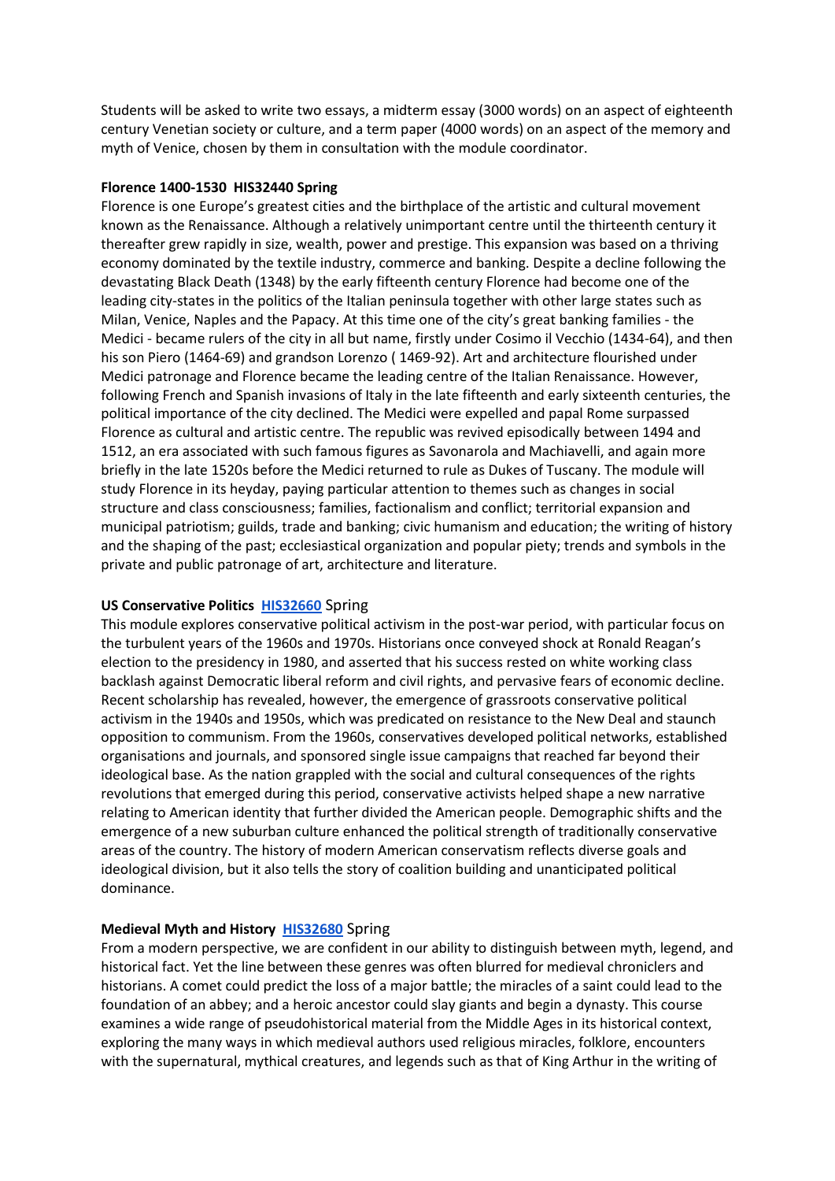Students will be asked to write two essays, a midterm essay (3000 words) on an aspect of eighteenth century Venetian society or culture, and a term paper (4000 words) on an aspect of the memory and myth of Venice, chosen by them in consultation with the module coordinator.

**Florence 1400-1530 HIS32440 Spring**

Florence is one Europe's greatest cities and the birthplace of the artistic and cultural movement known as the Renaissance. Although a relatively unimportant centre until the thirteenth century it thereafter grew rapidly in size, wealth, power and prestige. This expansion was based on a thriving economy dominated by the textile industry, commerce and banking. Despite a decline following the devastating Black Death (1348) by the early fifteenth century Florence had become one of the leading city-states in the politics of the Italian peninsula together with other large states such as Milan, Venice, Naples and the Papacy. At this time one of the city's great banking families - the Medici - became rulers of the city in all but name, firstly under Cosimo il Vecchio (1434-64), and then his son Piero (1464-69) and grandson Lorenzo ( 1469-92). Art and architecture flourished under Medici patronage and Florence became the leading centre of the Italian Renaissance. However, following French and Spanish invasions of Italy in the late fifteenth and early sixteenth centuries, the political importance of the city declined. The Medici were expelled and papal Rome surpassed Florence as cultural and artistic centre. The republic was revived episodically between 1494 and 1512, an era associated with such famous figures as Savonarola and Machiavelli, and again more briefly in the late 1520s before the Medici returned to rule as Dukes of Tuscany. The module will study Florence in its heyday, paying particular attention to themes such as changes in social structure and class consciousness; families, factionalism and conflict; territorial expansion and municipal patriotism; guilds, trade and banking; civic humanism and education; the writing of history and the shaping of the past; ecclesiastical organization and popular piety; trends and symbols in the private and public patronage of art, architecture and literature.

**US Conservative Politics** [HIS32660](HIS32660) Spring

This module explores conservative political activism in the post-war period, with particular focus on the turbulent years of the 1960s and 1970s. Historians once conveyed shock at Ronald Reagan's election to the presidency in 1980, and asserted that his success rested on white working class backlash against Democratic liberal reform and civil rights, and pervasive fears of economic decline. Recent scholarship has revealed, however, the emergence of grassroots conservative political activism in the 1940s and 1950s, which was predicated on resistance to the New Deal and staunch opposition to communism. From the 1960s, conservatives developed political networks, established organisations and journals, and sponsored single issue campaigns that reached far beyond their ideological base. As the nation grappled with the social and cultural consequences of the rights revolutions that emerged during this period, conservative activists helped shape a new narrative relating to American identity that further divided the American people. Demographic shifts and the emergence of a new suburban culture enhanced the political strength of traditionally conservative areas of the country. The history of modern American conservatism reflects diverse goals and ideological division, but it also tells the story of coalition building and unanticipated political dominance.

**Medieval Myth and History** [HIS32680](HIS32680) Spring

From a modern perspective, we are confident in our ability to distinguish between myth, legend, and historical fact. Yet the line between these genres was often blurred for medieval chroniclers and historians. A comet could predict the loss of a major battle; the miracles of a saint could lead to the foundation of an abbey; and a heroic ancestor could slay giants and begin a dynasty. This course examines a wide range of pseudohistorical material from the Middle Ages in its historical context, exploring the many ways in which medieval authors used religious miracles, folklore, encounters with the supernatural, mythical creatures, and legends such as that of King Arthur in the writing of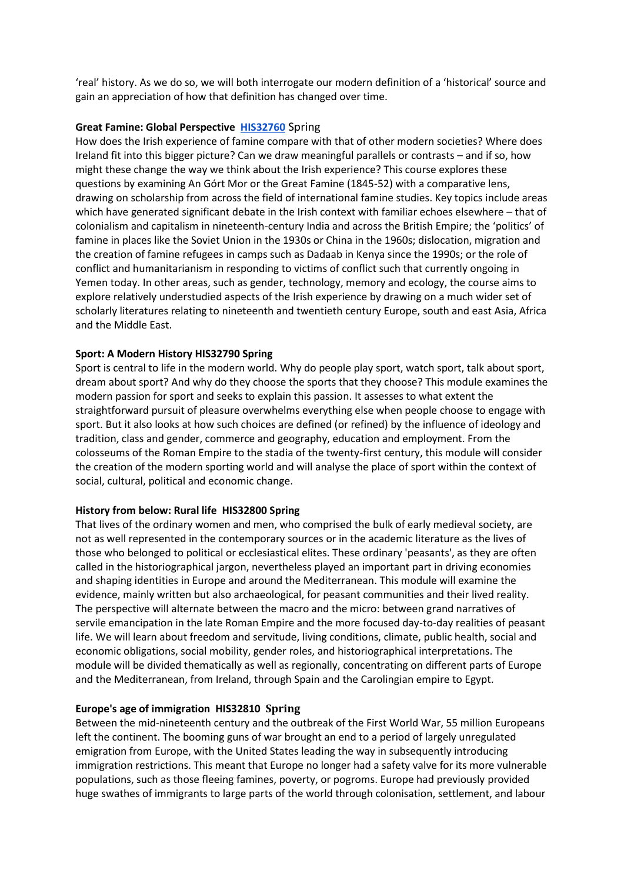'real' history. As we do so, we will both interrogate our modern definition of a 'historical' source and gain an appreciation of how that definition has changed over time.

**Great Famine: Global Perspective HIS32760** Spring

How does the Irish experience of famine compare with that of other modern societies? Where does Ireland fit into this bigger picture? Can we draw meaningful parallels or contrasts – and if so, how might these change the way we think about the Irish experience? This course explores these questions by examining An Górt Mor or the Great Famine (1845-52) with a comparative lens, drawing on scholarship from across the field of international famine studies. Key topics include areas which have generated significant debate in the Irish context with familiar echoes elsewhere – that of colonialism and capitalism in nineteenth-century India and across the British Empire; the 'politics' of famine in places like the Soviet Union in the 1930s or China in the 1960s; dislocation, migration and the creation of famine refugees in camps such as Dadaab in Kenya since the 1990s; or the role of conflict and humanitarianism in responding to victims of conflict such that currently ongoing in Yemen today. In other areas, such as gender, technology, memory and ecology, the course aims to explore relatively understudied aspects of the Irish experience by drawing on a much wider set of scholarly literatures relating to nineteenth and twentieth century Europe, south and east Asia, Africa and the Middle East.

**Sport: A Modern History HIS32790 Spring**

Sport is central to life in the modern world. Why do people play sport, watch sport, talk about sport, dream about sport? And why do they choose the sports that they choose? This module examines the modern passion for sport and seeks to explain this passion. It assesses to what extent the straightforward pursuit of pleasure overwhelms everything else when people choose to engage with sport. But it also looks at how such choices are defined (or refined) by the influence of ideology and tradition, class and gender, commerce and geography, education and employment. From the colosseums of the Roman Empire to the stadia of the twenty-first century, this module will consider the creation of the modern sporting world and will analyse the place of sport within the context of social, cultural, political and economic change.

**History from below: Rural life HIS32800 Spring**

That lives of the ordinary women and men, who comprised the bulk of early medieval society, are not as well represented in the contemporary sources or in the academic literature as the lives of those who belonged to political or ecclesiastical elites. These ordinary 'peasants', as they are often called in the historiographical jargon, nevertheless played an important part in driving economies and shaping identities in Europe and around the Mediterranean. This module will examine the evidence, mainly written but also archaeological, for peasant communities and their lived reality. The perspective will alternate between the macro and the micro: between grand narratives of servile emancipation in the late Roman Empire and the more focused day-to-day realities of peasant life. We will learn about freedom and servitude, living conditions, climate, public health, social and economic obligations, social mobility, gender roles, and historiographical interpretations. The module will be divided thematically as well as regionally, concentrating on different parts of Europe and the Mediterranean, from Ireland, through Spain and the Carolingian empire to Egypt.

**Europe's age of immigration HIS32810 Spring**

Between the mid-nineteenth century and the outbreak of the First World War, 55 million Europeans left the continent. The booming guns of war brought an end to a period of largely unregulated emigration from Europe, with the United States leading the way in subsequently introducing immigration restrictions. This meant that Europe no longer had a safety valve for its more vulnerable populations, such as those fleeing famines, poverty, or pogroms. Europe had previously provided huge swathes of immigrants to large parts of the world through colonisation, settlement, and labour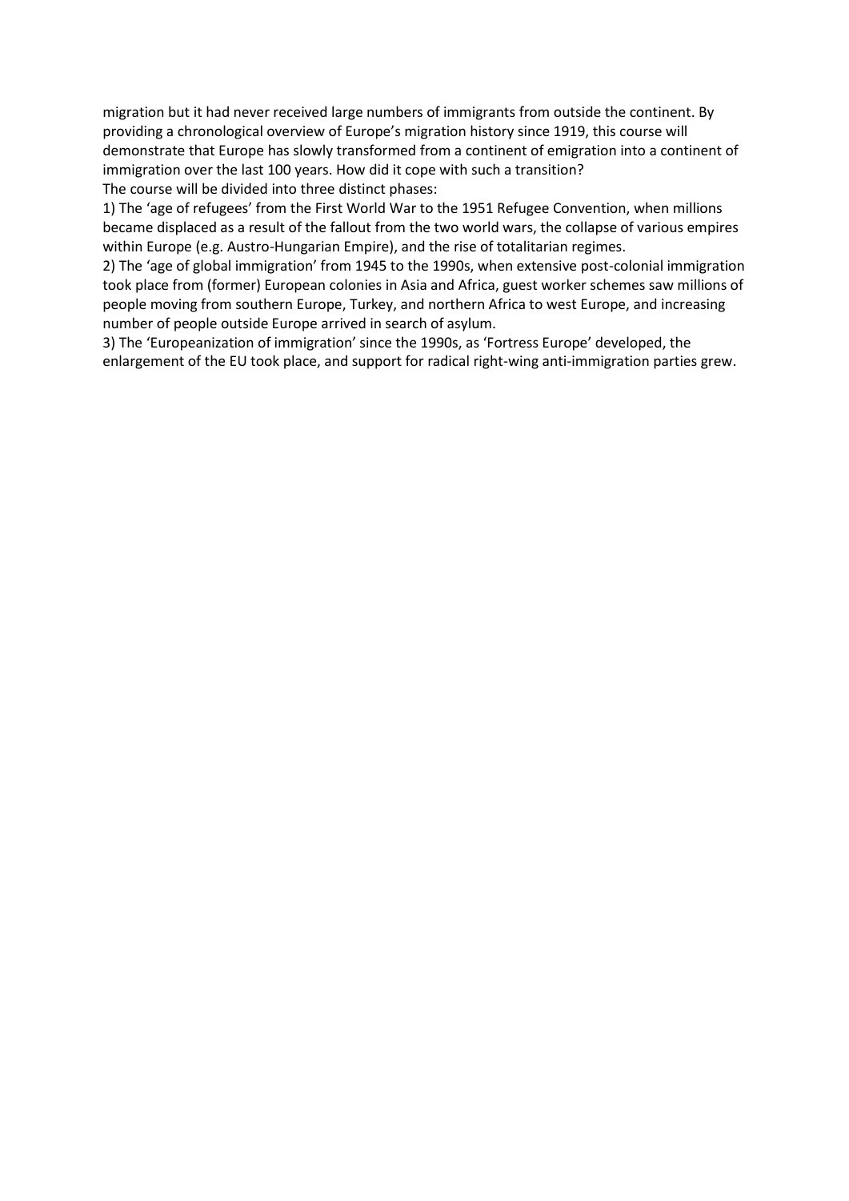migration but it had never received large numbers of immigrants from outside the continent. By providing a chronological overview of Europe's migration history since 1919, this course will demonstrate that Europe has slowly transformed from a continent of emigration into a continent of immigration over the last 100 years. How did it cope with such a transition?

The course will be divided into three distinct phases:

1) The 'age of refugees' from the First World War to the 1951 Refugee Convention, when millions became displaced as a result of the fallout from the two world wars, the collapse of various empires within Europe (e.g. Austro-Hungarian Empire), and the rise of totalitarian regimes.

2) The 'age of global immigration' from 1945 to the 1990s, when extensive post-colonial immigration took place from (former) European colonies in Asia and Africa, guest worker schemes saw millions of people moving from southern Europe, Turkey, and northern Africa to west Europe, and increasing number of people outside Europe arrived in search of asylum.

3) The 'Europeanization of immigration' since the 1990s, as 'Fortress Europe' developed, the enlargement of the EU took place, and support for radical right-wing anti-immigration parties grew.